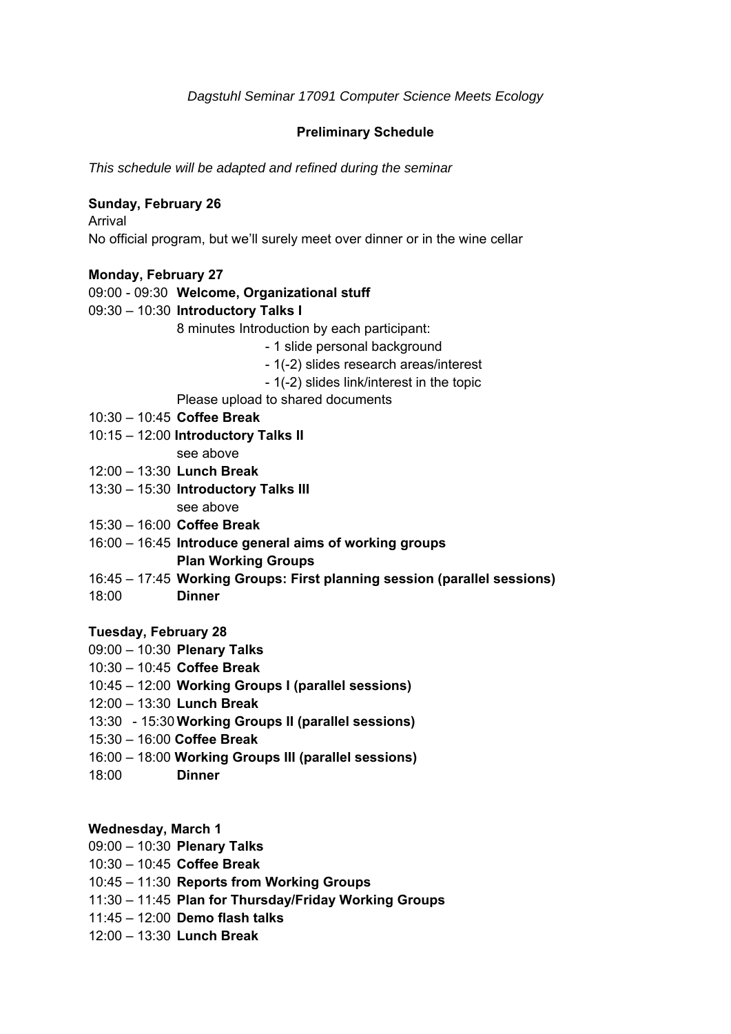*Dagstuhl Seminar 17091 Computer Science Meets Ecology*

**Preliminary Schedule**

*This schedule will be adapted and refined during the seminar*

**Sunday, February 26**

Arrival

No official program, but we'll surely meet over dinner or in the wine cellar

**Monday, February 27**

09:00 - 09:30 **Welcome, Organizational stuff**

09:30 – 10:30 **Introductory Talks I**

8 minutes Introduction by each participant:

- 1 slide personal background
- 1(-2) slides research areas/interest
- 1(-2) slides link/interest in the topic

Please upload to shared documents

10:30 – 10:45 **Coffee Break**

10:15 – 12:00 **Introductory Talks II**

see above

12:00 – 13:30 **Lunch Break**

13:30 – 15:30 **Introductory Talks III**

see above

15:30 – 16:00 **Coffee Break**

16:00 – 16:45 **Introduce general aims of working groups**

**Plan Working Groups**

16:45 – 17:45 **Working Groups: First planning session (parallel sessions)**

18:00 **Dinner**

**Tuesday, February 28**

09:00 – 10:30 **Plenary Talks**

10:30 – 10:45 **Coffee Break**

10:45 – 12:00 **Working Groups I (parallel sessions)**

12:00 – 13:30 **Lunch Break**

13:30 - 15:30 **Working Groups II (parallel sessions)**

15:30 – 16:00 **Coffee Break**

16:00 – 18:00 **Working Groups III (parallel sessions)**

18:00 **Dinner**

**Wednesday, March 1**

09:00 – 10:30 **Plenary Talks**

10:30 – 10:45 **Coffee Break**

10:45 – 11:30 **Reports from Working Groups**

11:30 – 11:45 **Plan for Thursday/Friday Working Groups**

11:45 – 12:00 **Demo flash talks**

12:00 – 13:30 **Lunch Break**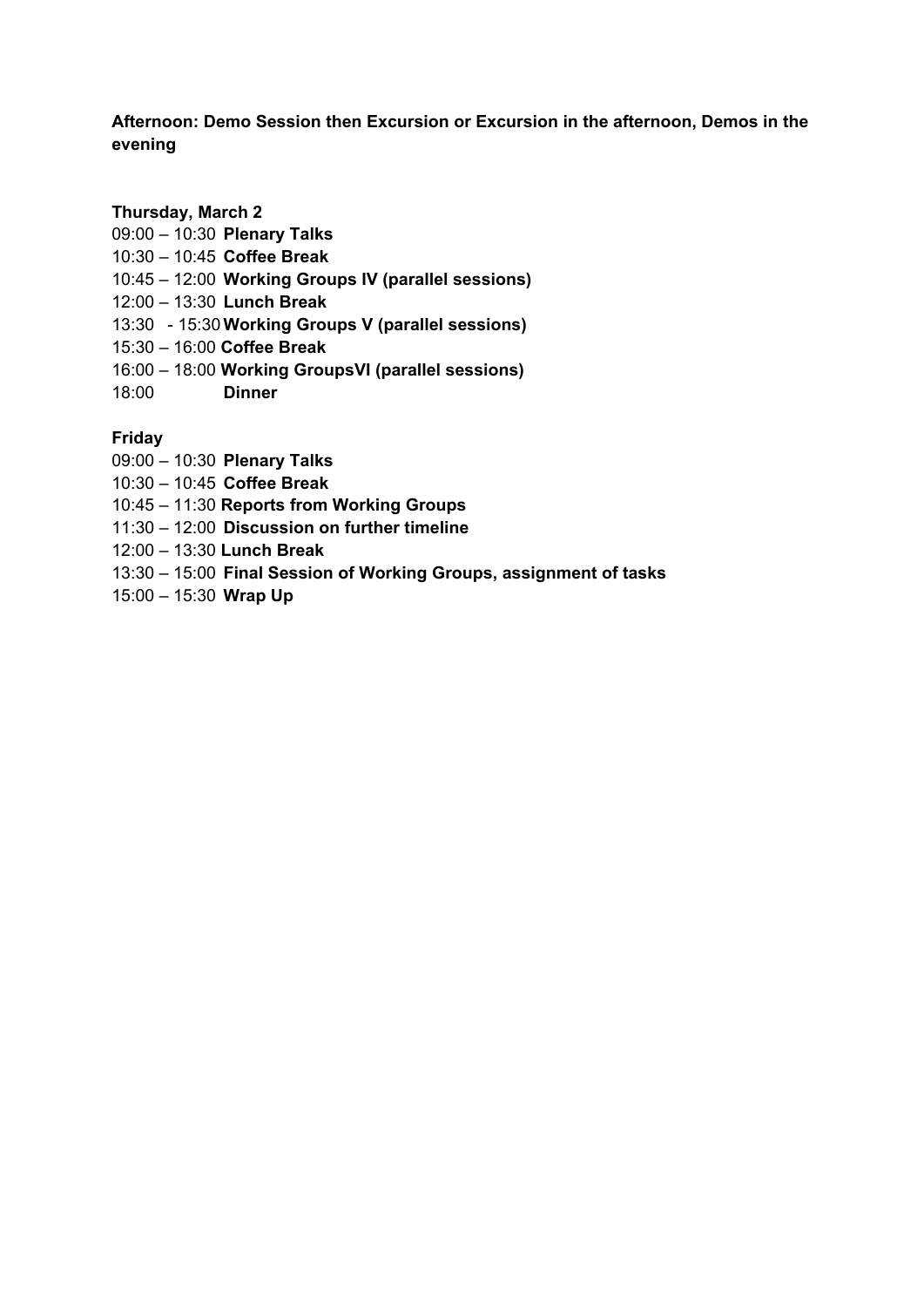**Afternoon: Demo Session then Excursion or Excursion in the afternoon, Demos in the evening**

**Thursday, March 2**

09:00 – 10:30 **Plenary Talks**
10:30 – 10:45 **Coffee Break**
10:45 – 12:00 **Working Groups IV (parallel sessions)**
12:00 – 13:30 **Lunch Break**
13:30 - 15:30 **Working Groups V (parallel sessions)**
15:30 – 16:00 **Coffee Break**
16:00 – 18:00 **Working GroupsVI (parallel sessions)**
18:00 **Dinner**

**Friday**

09:00 – 10:30 **Plenary Talks**
10:30 – 10:45 **Coffee Break**
10:45 – 11:30 **Reports from Working Groups**
11:30 – 12:00 **Discussion on further timeline**
12:00 – 13:30 **Lunch Break**
13:30 – 15:00 **Final Session of Working Groups, assignment of tasks**
15:00 – 15:30 **Wrap Up**